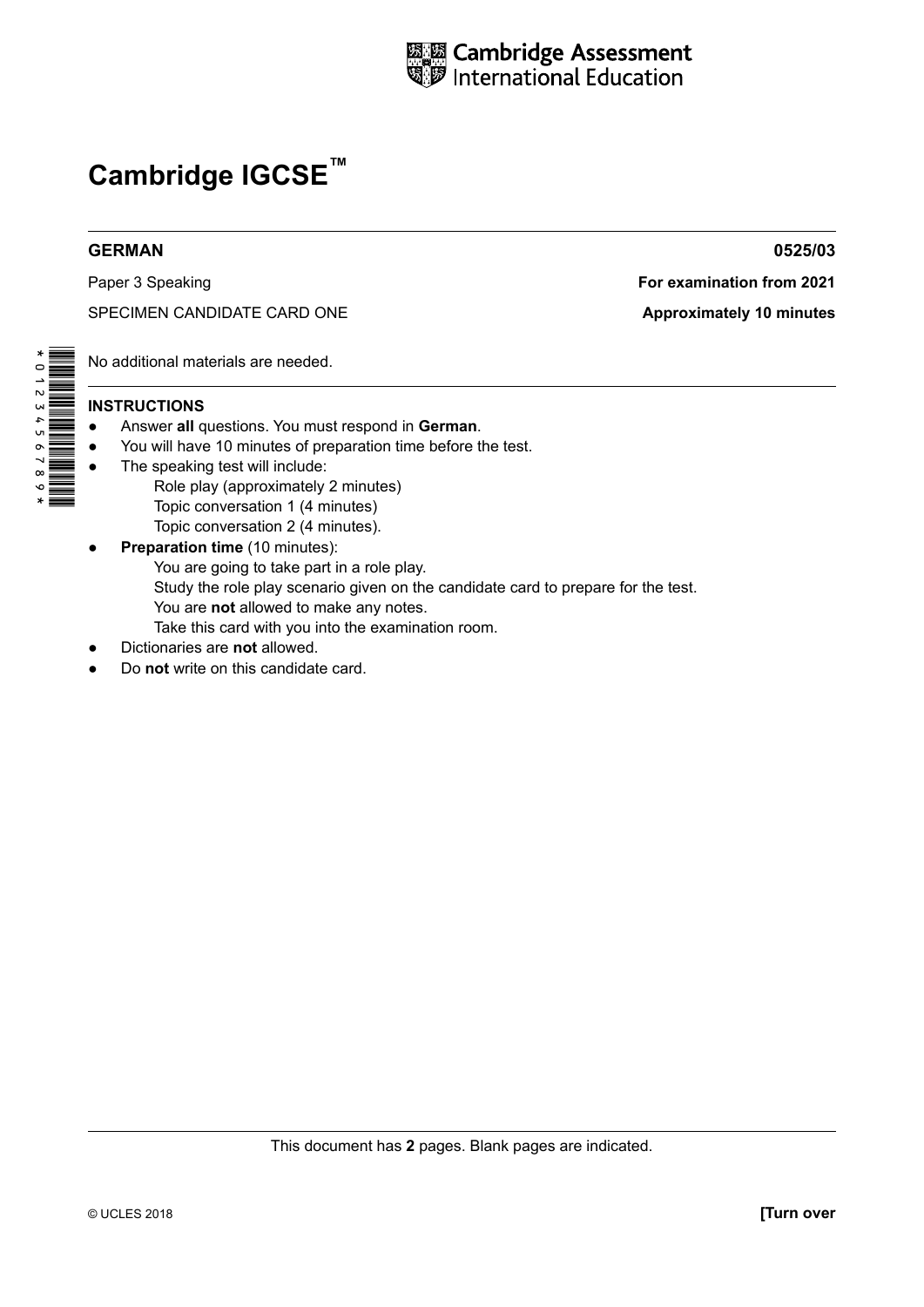Cambridge Assessment International Education

# Cambridge IGCSE™

**GERMAN** **0525/03**

Paper 3 Speaking **For examination from 2021**

SPECIMEN CANDIDATE CARD ONE **Approximately 10 minutes**

No additional materials are needed.

**INSTRUCTIONS**

- Answer **all** questions. You must respond in **German**.
- You will have 10 minutes of preparation time before the test.
- The speaking test will include:
  - Role play (approximately 2 minutes)
  - Topic conversation 1 (4 minutes)
  - Topic conversation 2 (4 minutes).
- **Preparation time** (10 minutes):
  - You are going to take part in a role play.
  - Study the role play scenario given on the candidate card to prepare for the test.
  - You are **not** allowed to make any notes.
  - Take this card with you into the examination room.
- Dictionaries are **not** allowed.
- Do **not** write on this candidate card.

This document has **2** pages. Blank pages are indicated.

© UCLES 2018 **[Turn over**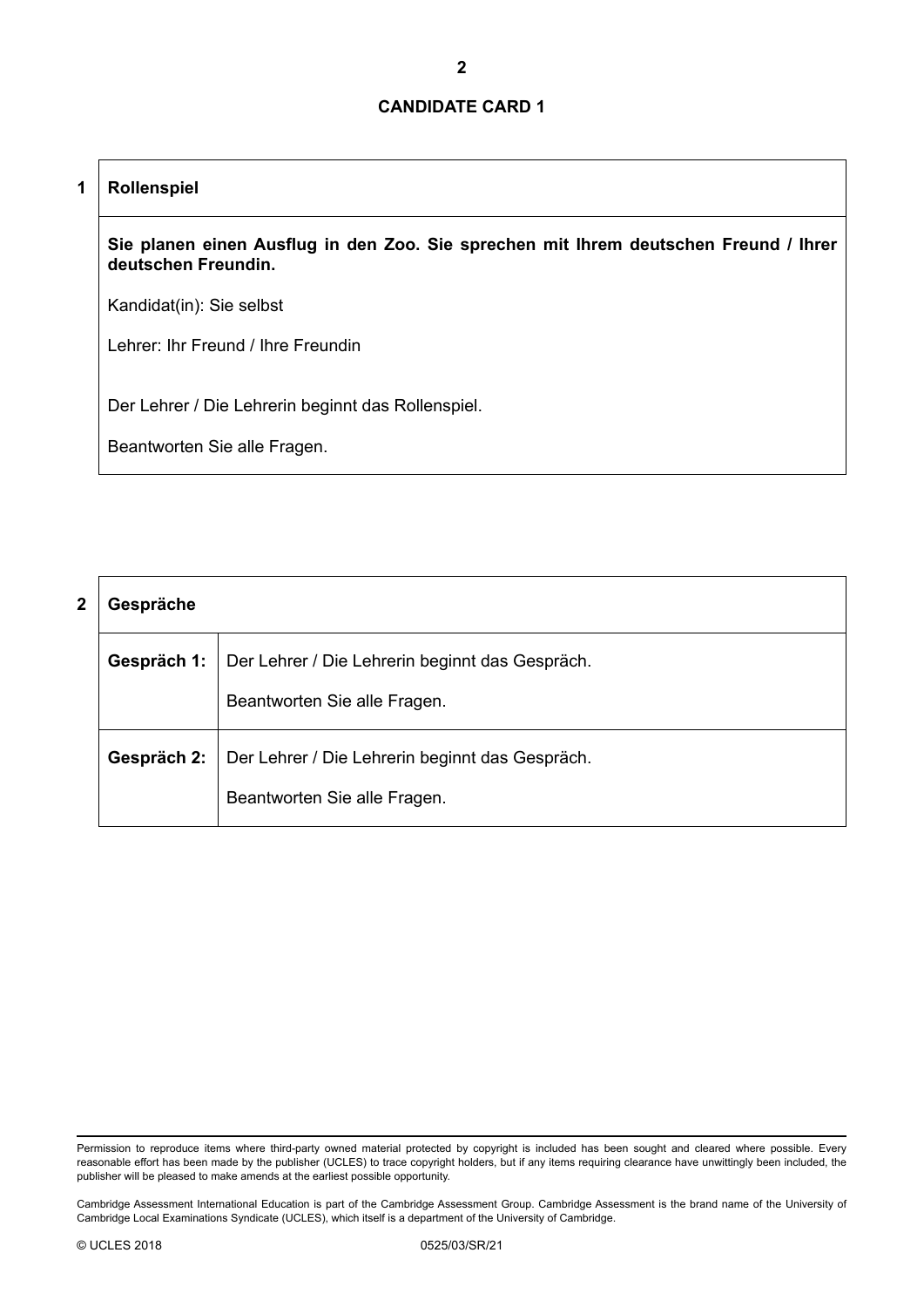## CANDIDATE CARD 1

### 1 Rollenspiel

**Sie planen einen Ausflug in den Zoo. Sie sprechen mit Ihrem deutschen Freund / Ihrer deutschen Freundin.**

Kandidat(in): Sie selbst

Lehrer: Ihr Freund / Ihre Freundin

Der Lehrer / Die Lehrerin beginnt das Rollenspiel.

Beantworten Sie alle Fragen.

### 2 Gespräche

| | |
|---|---|
| **Gespräch 1:** | Der Lehrer / Die Lehrerin beginnt das Gespräch. Beantworten Sie alle Fragen. |
| **Gespräch 2:** | Der Lehrer / Die Lehrerin beginnt das Gespräch. Beantworten Sie alle Fragen. |

Permission to reproduce items where third-party owned material protected by copyright is included has been sought and cleared where possible. Every reasonable effort has been made by the publisher (UCLES) to trace copyright holders, but if any items requiring clearance have unwittingly been included, the publisher will be pleased to make amends at the earliest possible opportunity.

Cambridge Assessment International Education is part of the Cambridge Assessment Group. Cambridge Assessment is the brand name of the University of Cambridge Local Examinations Syndicate (UCLES), which itself is a department of the University of Cambridge.

© UCLES 2018 0525/03/SR/21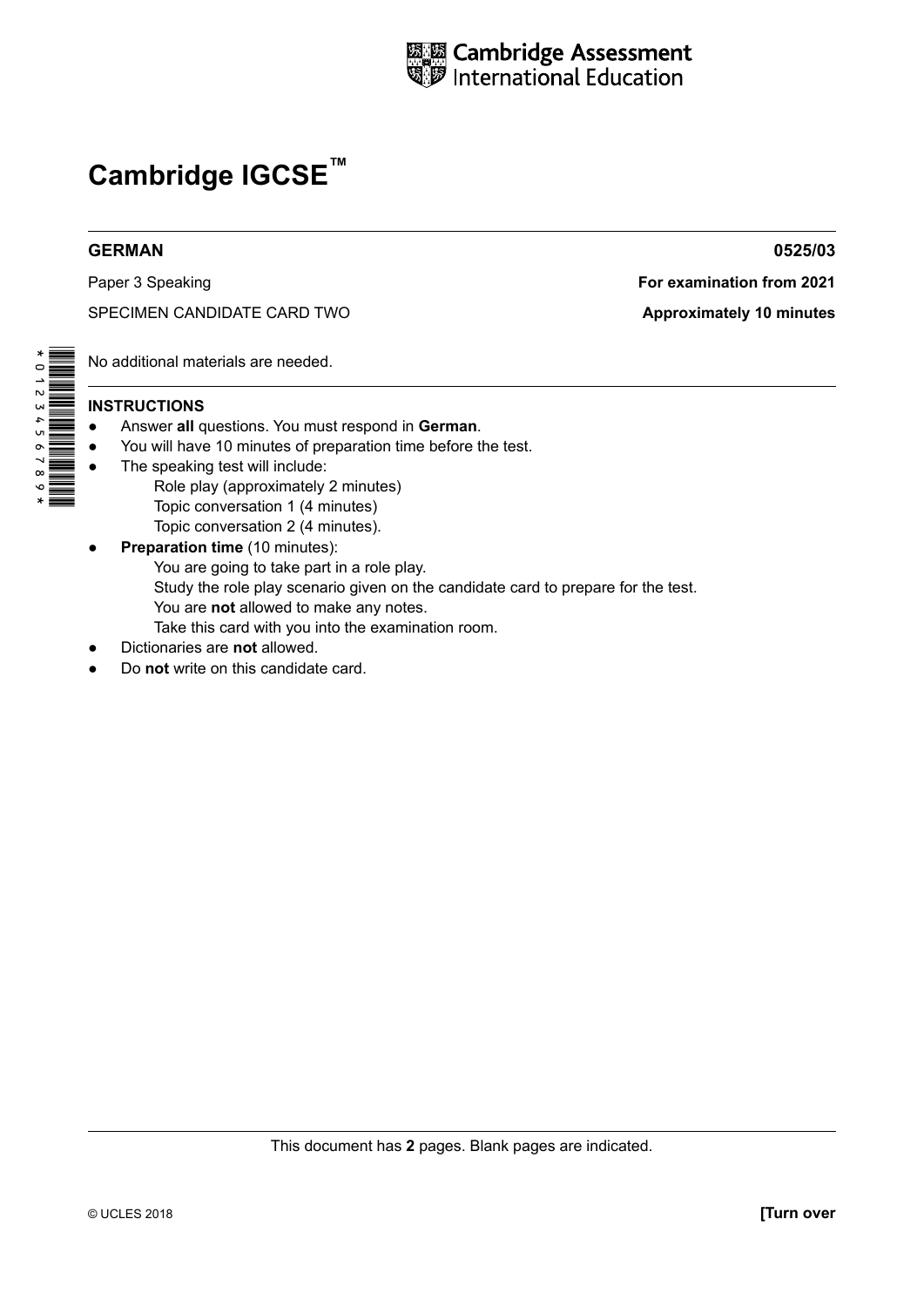Cambridge Assessment International Education

# Cambridge IGCSE™

**GERMAN** **0525/03**

Paper 3 Speaking **For examination from 2021**

SPECIMEN CANDIDATE CARD TWO **Approximately 10 minutes**

No additional materials are needed.

**INSTRUCTIONS**

- Answer **all** questions. You must respond in **German**.
- You will have 10 minutes of preparation time before the test.
- The speaking test will include:
  - Role play (approximately 2 minutes)
  - Topic conversation 1 (4 minutes)
  - Topic conversation 2 (4 minutes).
- **Preparation time** (10 minutes):
  - You are going to take part in a role play.
  - Study the role play scenario given on the candidate card to prepare for the test.
  - You are **not** allowed to make any notes.
  - Take this card with you into the examination room.
- Dictionaries are **not** allowed.
- Do **not** write on this candidate card.

This document has **2** pages. Blank pages are indicated.

© UCLES 2018 **[Turn over**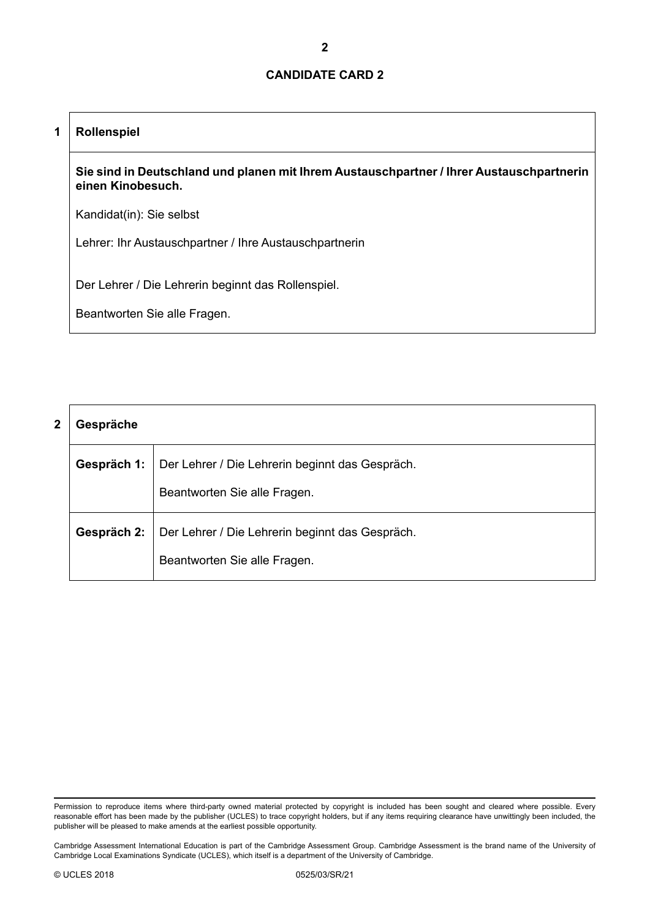## CANDIDATE CARD 2

### 1 Rollenspiel

**Sie sind in Deutschland und planen mit Ihrem Austauschpartner / Ihrer Austauschpartnerin einen Kinobesuch.**

Kandidat(in): Sie selbst

Lehrer: Ihr Austauschpartner / Ihre Austauschpartnerin

Der Lehrer / Die Lehrerin beginnt das Rollenspiel.

Beantworten Sie alle Fragen.

### 2 Gespräche

| | |
|---|---|
| **Gespräch 1:** | Der Lehrer / Die Lehrerin beginnt das Gespräch.<br>Beantworten Sie alle Fragen. |
| **Gespräch 2:** | Der Lehrer / Die Lehrerin beginnt das Gespräch.<br>Beantworten Sie alle Fragen. |

Permission to reproduce items where third-party owned material protected by copyright is included has been sought and cleared where possible. Every reasonable effort has been made by the publisher (UCLES) to trace copyright holders, but if any items requiring clearance have unwittingly been included, the publisher will be pleased to make amends at the earliest possible opportunity.

Cambridge Assessment International Education is part of the Cambridge Assessment Group. Cambridge Assessment is the brand name of the University of Cambridge Local Examinations Syndicate (UCLES), which itself is a department of the University of Cambridge.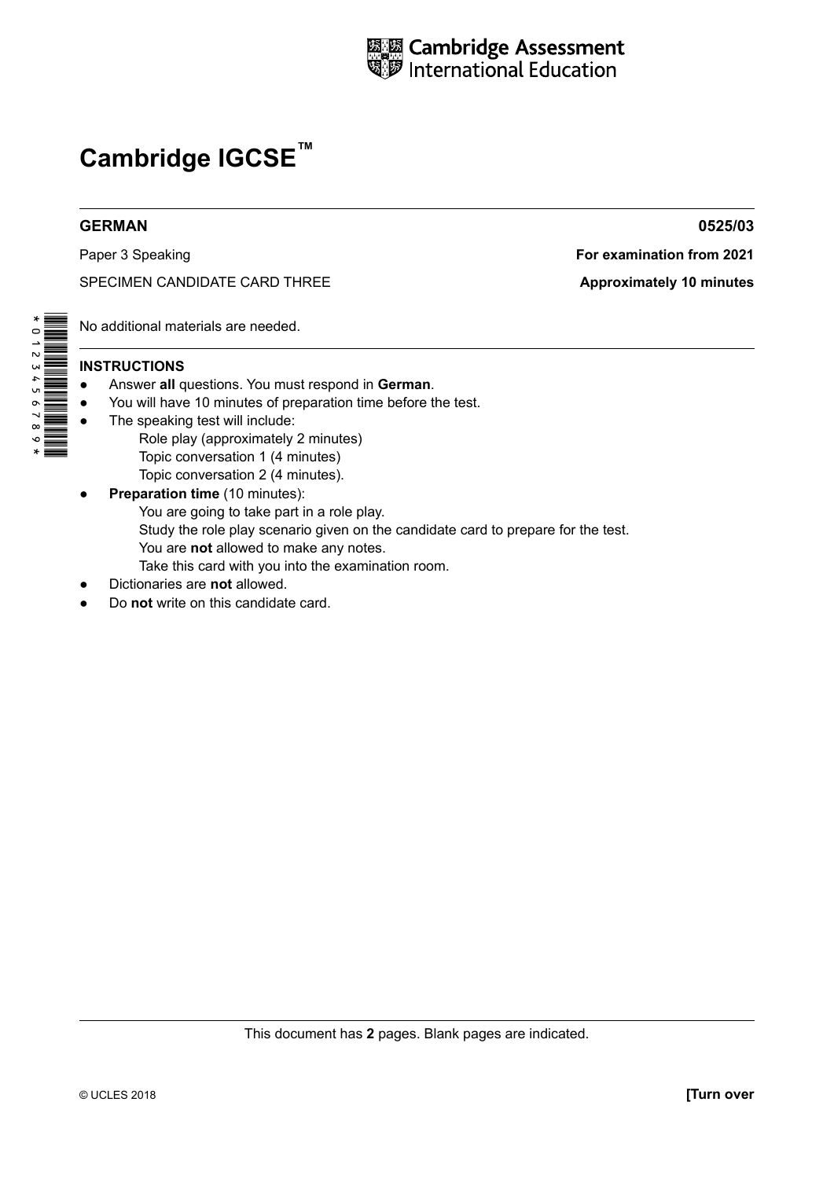# Cambridge IGCSE™

**GERMAN** **0525/03**

Paper 3 Speaking **For examination from 2021**

SPECIMEN CANDIDATE CARD THREE **Approximately 10 minutes**

No additional materials are needed.

**INSTRUCTIONS**

- Answer **all** questions. You must respond in **German**.
- You will have 10 minutes of preparation time before the test.
- The speaking test will include:
  - Role play (approximately 2 minutes)
  - Topic conversation 1 (4 minutes)
  - Topic conversation 2 (4 minutes).
- **Preparation time** (10 minutes):
  - You are going to take part in a role play.
  - Study the role play scenario given on the candidate card to prepare for the test.
  - You are **not** allowed to make any notes.
  - Take this card with you into the examination room.
- Dictionaries are **not** allowed.
- Do **not** write on this candidate card.

This document has **2** pages. Blank pages are indicated.

© UCLES 2018 **[Turn over**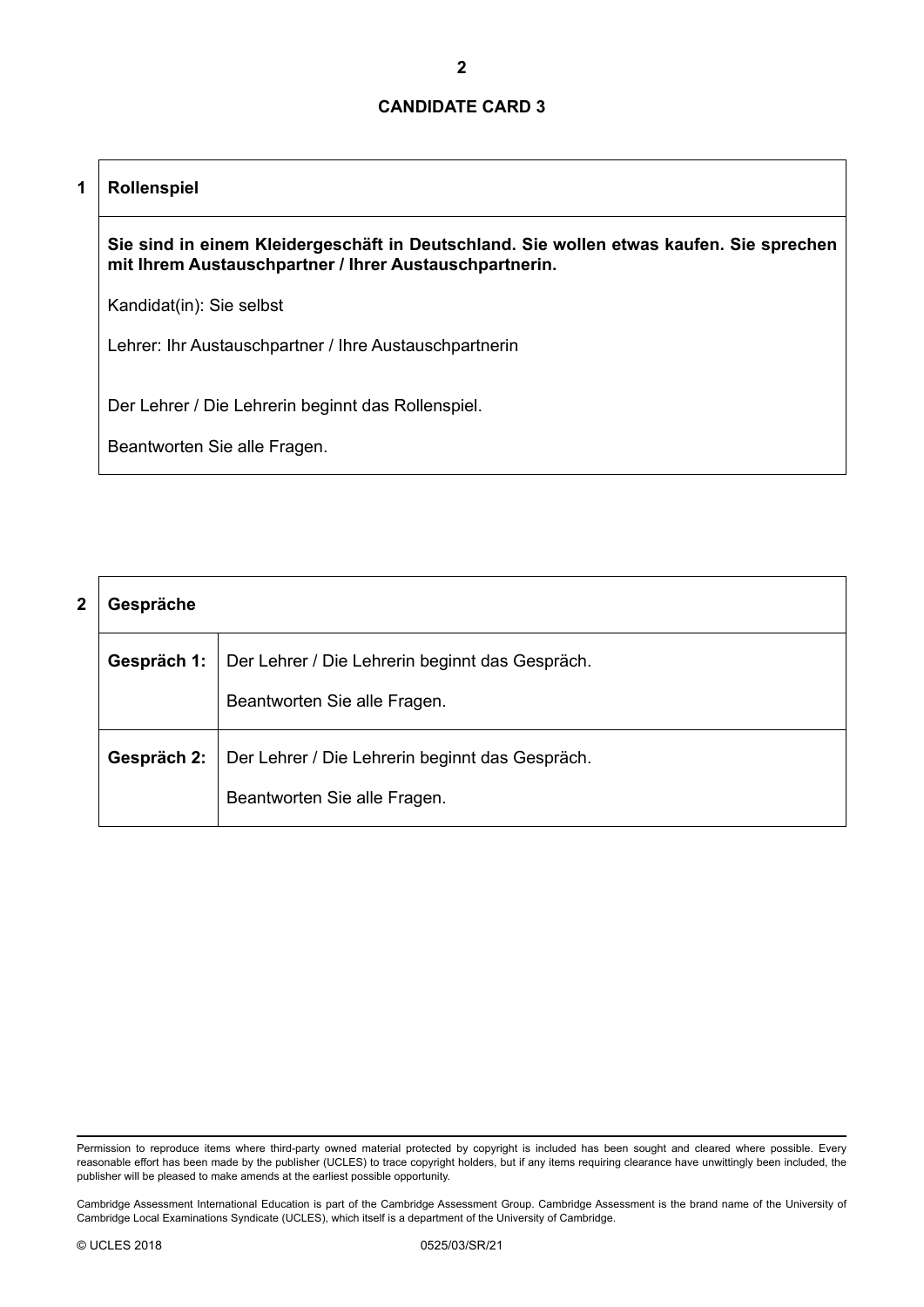## CANDIDATE CARD 3

### 1 Rollenspiel

**Sie sind in einem Kleidergeschäft in Deutschland. Sie wollen etwas kaufen. Sie sprechen mit Ihrem Austauschpartner / Ihrer Austauschpartnerin.**

Kandidat(in): Sie selbst

Lehrer: Ihr Austauschpartner / Ihre Austauschpartnerin

Der Lehrer / Die Lehrerin beginnt das Rollenspiel.

Beantworten Sie alle Fragen.

### 2 Gespräche

| | |
|---|---|
| **Gespräch 1:** | Der Lehrer / Die Lehrerin beginnt das Gespräch. Beantworten Sie alle Fragen. |
| **Gespräch 2:** | Der Lehrer / Die Lehrerin beginnt das Gespräch. Beantworten Sie alle Fragen. |

Permission to reproduce items where third-party owned material protected by copyright is included has been sought and cleared where possible. Every reasonable effort has been made by the publisher (UCLES) to trace copyright holders, but if any items requiring clearance have unwittingly been included, the publisher will be pleased to make amends at the earliest possible opportunity.

Cambridge Assessment International Education is part of the Cambridge Assessment Group. Cambridge Assessment is the brand name of the University of Cambridge Local Examinations Syndicate (UCLES), which itself is a department of the University of Cambridge.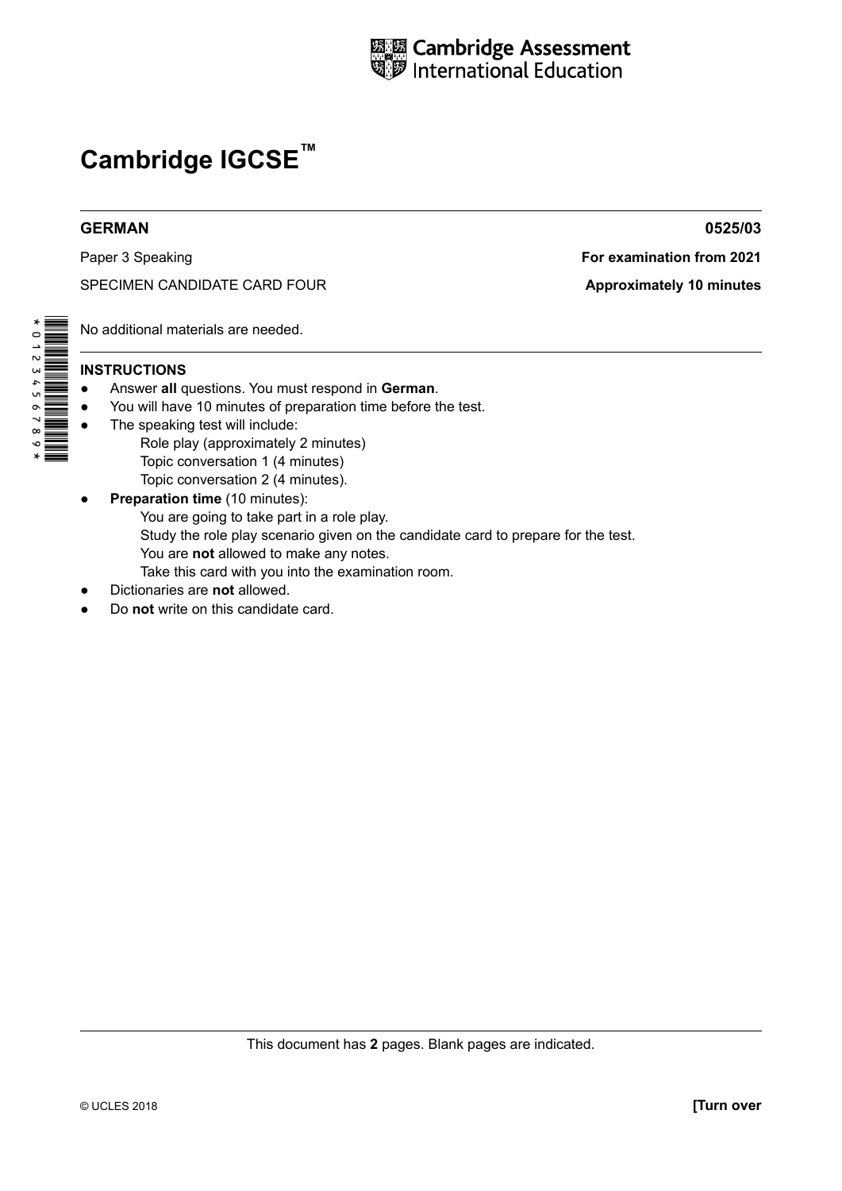Cambridge Assessment International Education

# Cambridge IGCSE™

**GERMAN** **0525/03**

Paper 3 Speaking **For examination from 2021**

SPECIMEN CANDIDATE CARD FOUR **Approximately 10 minutes**

No additional materials are needed.

**INSTRUCTIONS**

- Answer **all** questions. You must respond in **German**.
- You will have 10 minutes of preparation time before the test.
- The speaking test will include:
  - Role play (approximately 2 minutes)
  - Topic conversation 1 (4 minutes)
  - Topic conversation 2 (4 minutes).
- **Preparation time** (10 minutes):
  - You are going to take part in a role play.
  - Study the role play scenario given on the candidate card to prepare for the test.
  - You are **not** allowed to make any notes.
  - Take this card with you into the examination room.
- Dictionaries are **not** allowed.
- Do **not** write on this candidate card.

This document has **2** pages. Blank pages are indicated.

© UCLES 2018 **[Turn over**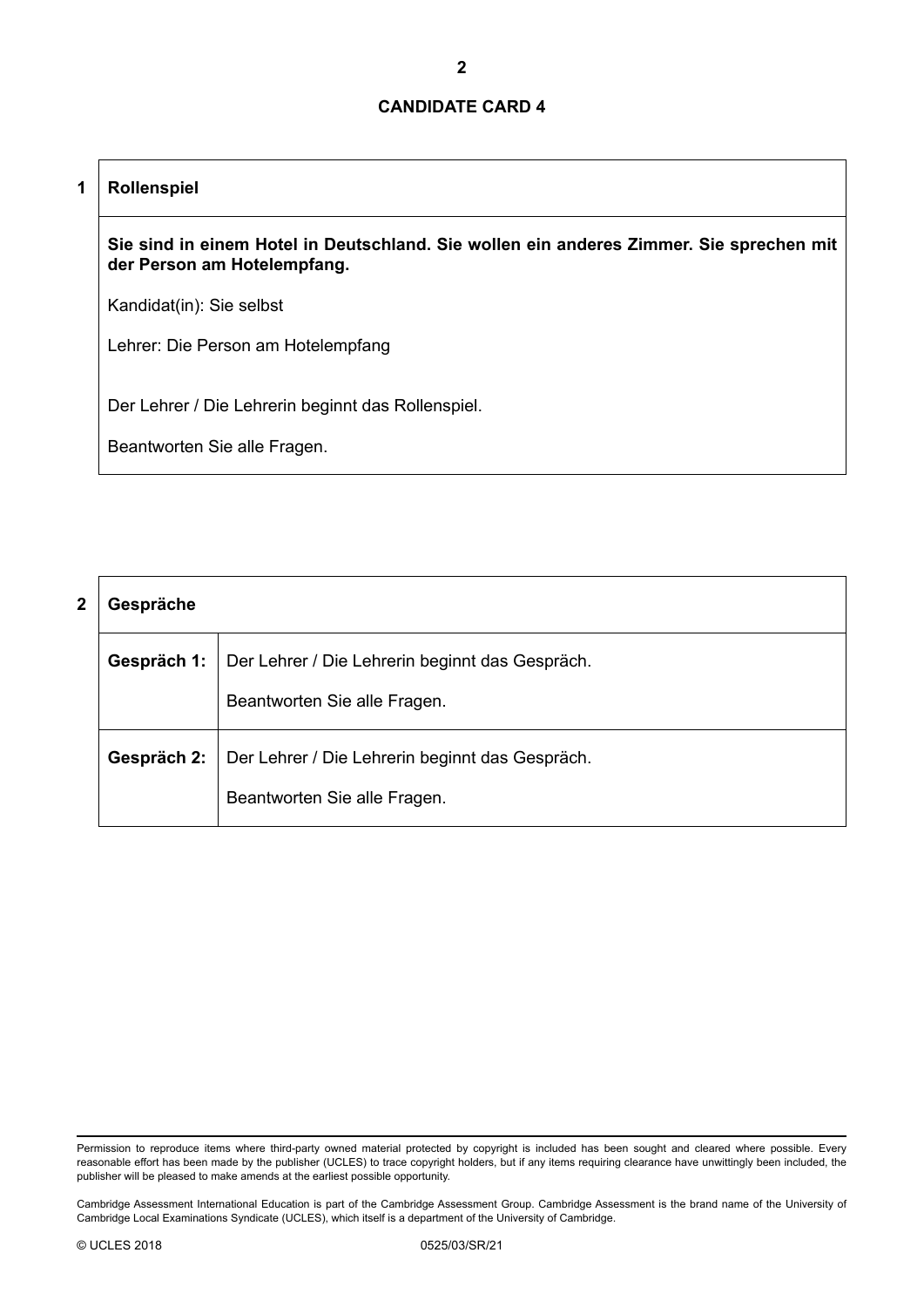## CANDIDATE CARD 4

| 1 | **Rollenspiel** |
|---|---|

**Sie sind in einem Hotel in Deutschland. Sie wollen ein anderes Zimmer. Sie sprechen mit der Person am Hotelempfang.**

Kandidat(in): Sie selbst

Lehrer: Die Person am Hotelempfang

Der Lehrer / Die Lehrerin beginnt das Rollenspiel.

Beantworten Sie alle Fragen.

| 2 | **Gespräche** |
|---|---|
| **Gespräch 1:** | Der Lehrer / Die Lehrerin beginnt das Gespräch. <br> Beantworten Sie alle Fragen. |
| **Gespräch 2:** | Der Lehrer / Die Lehrerin beginnt das Gespräch. <br> Beantworten Sie alle Fragen. |

Permission to reproduce items where third-party owned material protected by copyright is included has been sought and cleared where possible. Every reasonable effort has been made by the publisher (UCLES) to trace copyright holders, but if any items requiring clearance have unwittingly been included, the publisher will be pleased to make amends at the earliest possible opportunity.

Cambridge Assessment International Education is part of the Cambridge Assessment Group. Cambridge Assessment is the brand name of the University of Cambridge Local Examinations Syndicate (UCLES), which itself is a department of the University of Cambridge.

© UCLES 2018 0525/03/SR/21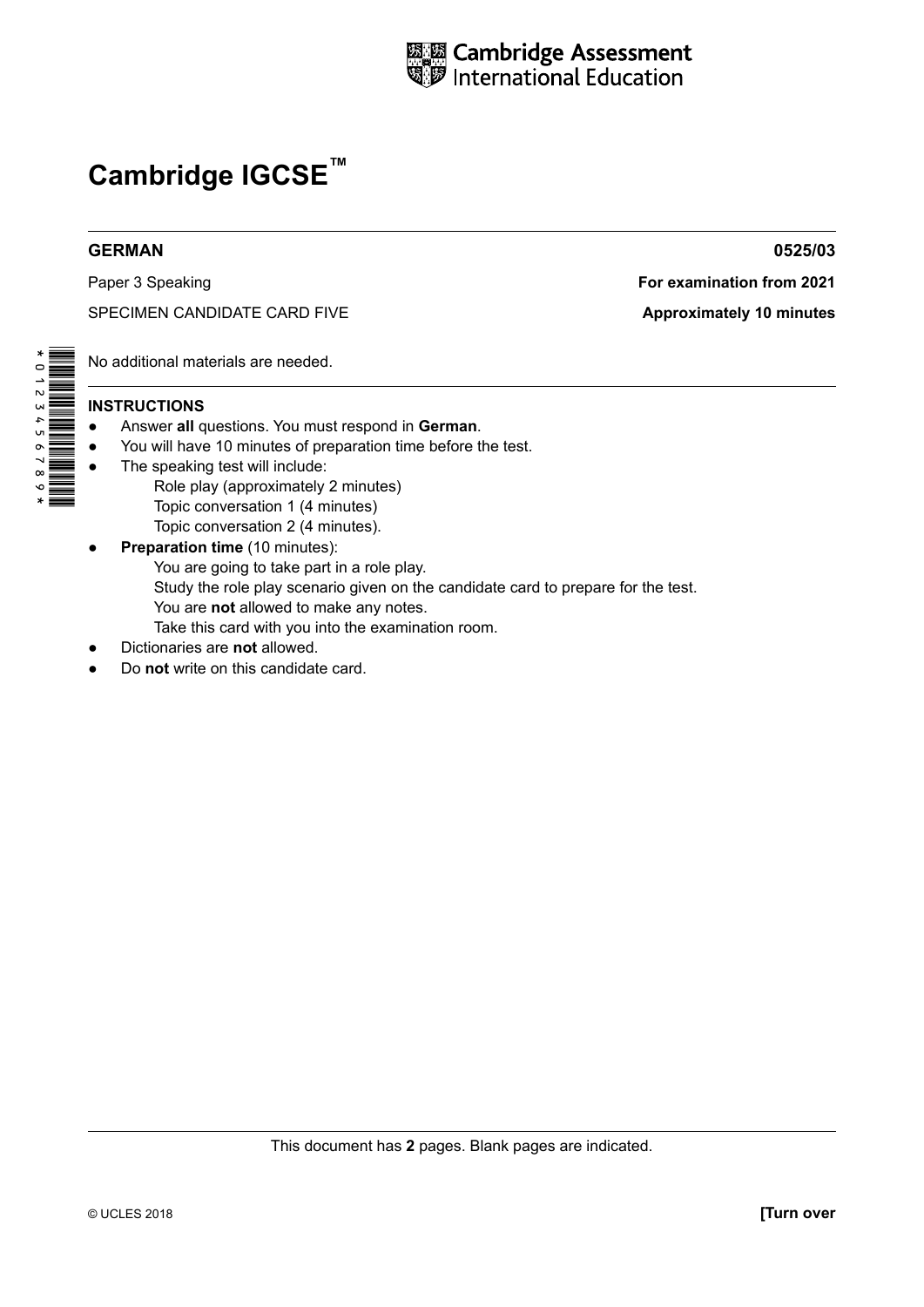Cambridge Assessment International Education

# Cambridge IGCSE™

**GERMAN** **0525/03**

Paper 3 Speaking **For examination from 2021**

SPECIMEN CANDIDATE CARD FIVE **Approximately 10 minutes**

No additional materials are needed.

**INSTRUCTIONS**

- Answer **all** questions. You must respond in **German**.
- You will have 10 minutes of preparation time before the test.
- The speaking test will include:
  - Role play (approximately 2 minutes)
  - Topic conversation 1 (4 minutes)
  - Topic conversation 2 (4 minutes).
- **Preparation time** (10 minutes):
  - You are going to take part in a role play.
  - Study the role play scenario given on the candidate card to prepare for the test.
  - You are **not** allowed to make any notes.
  - Take this card with you into the examination room.
- Dictionaries are **not** allowed.
- Do **not** write on this candidate card.

This document has **2** pages. Blank pages are indicated.

© UCLES 2018 **[Turn over**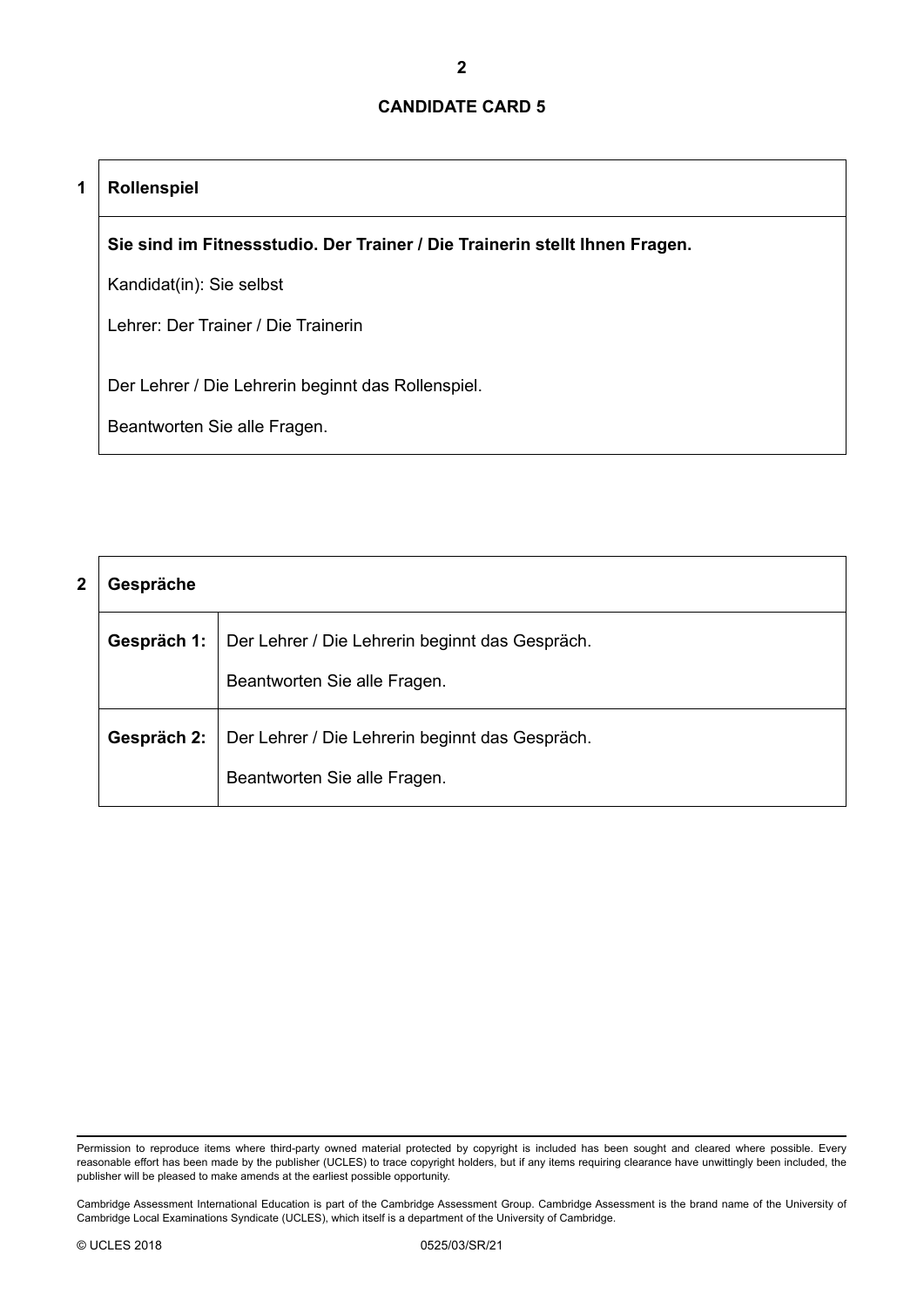## CANDIDATE CARD 5

### 1 Rollenspiel

**Sie sind im Fitnessstudio. Der Trainer / Die Trainerin stellt Ihnen Fragen.**

Kandidat(in): Sie selbst

Lehrer: Der Trainer / Die Trainerin

Der Lehrer / Die Lehrerin beginnt das Rollenspiel.

Beantworten Sie alle Fragen.

### 2 Gespräche

| | |
|---|---|
| **Gespräch 1:** | Der Lehrer / Die Lehrerin beginnt das Gespräch. Beantworten Sie alle Fragen. |
| **Gespräch 2:** | Der Lehrer / Die Lehrerin beginnt das Gespräch. Beantworten Sie alle Fragen. |

Permission to reproduce items where third-party owned material protected by copyright is included has been sought and cleared where possible. Every reasonable effort has been made by the publisher (UCLES) to trace copyright holders, but if any items requiring clearance have unwittingly been included, the publisher will be pleased to make amends at the earliest possible opportunity.

Cambridge Assessment International Education is part of the Cambridge Assessment Group. Cambridge Assessment is the brand name of the University of Cambridge Local Examinations Syndicate (UCLES), which itself is a department of the University of Cambridge.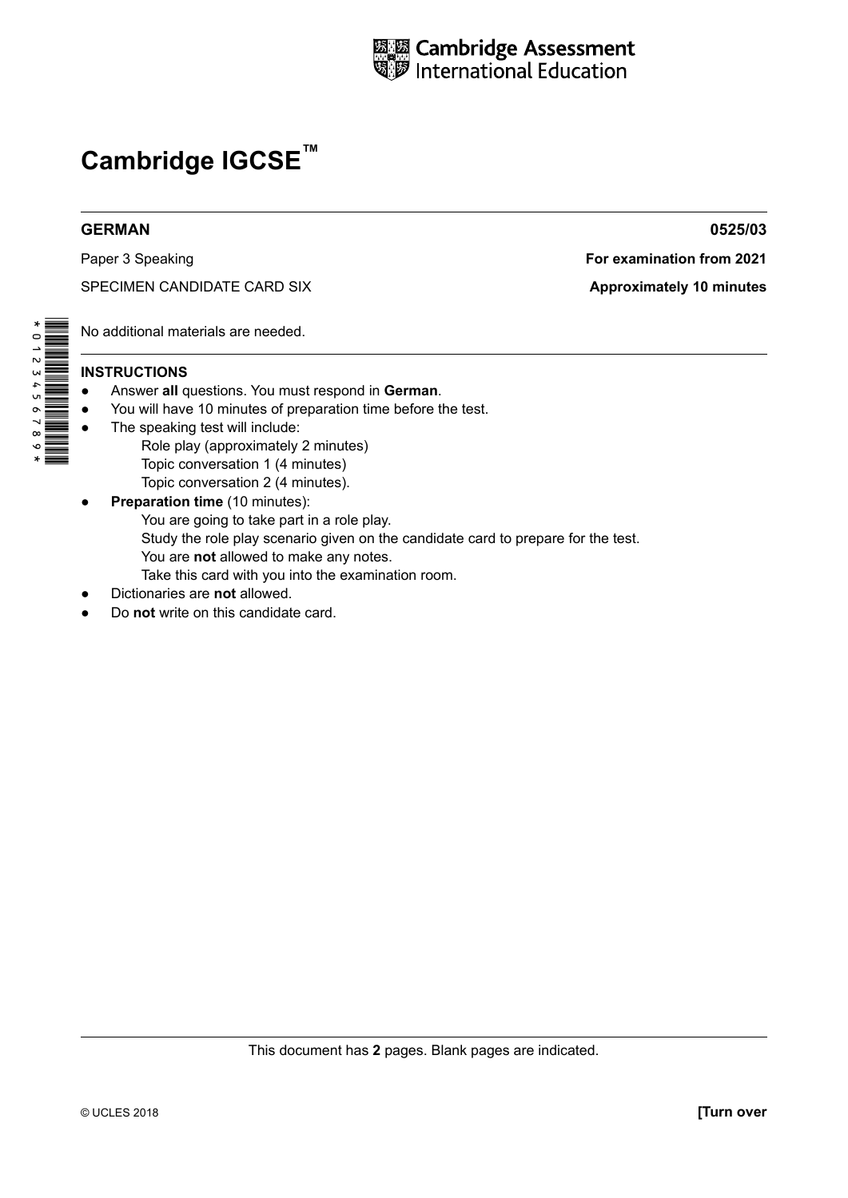# Cambridge IGCSE™

**GERMAN** **0525/03**

Paper 3 Speaking **For examination from 2021**

SPECIMEN CANDIDATE CARD SIX **Approximately 10 minutes**

No additional materials are needed.

**INSTRUCTIONS**

- Answer **all** questions. You must respond in **German**.
- You will have 10 minutes of preparation time before the test.
- The speaking test will include:
  - Role play (approximately 2 minutes)
  - Topic conversation 1 (4 minutes)
  - Topic conversation 2 (4 minutes).
- **Preparation time** (10 minutes):
  - You are going to take part in a role play.
  - Study the role play scenario given on the candidate card to prepare for the test.
  - You are **not** allowed to make any notes.
  - Take this card with you into the examination room.
- Dictionaries are **not** allowed.
- Do **not** write on this candidate card.

This document has **2** pages. Blank pages are indicated.

© UCLES 2018 **[Turn over**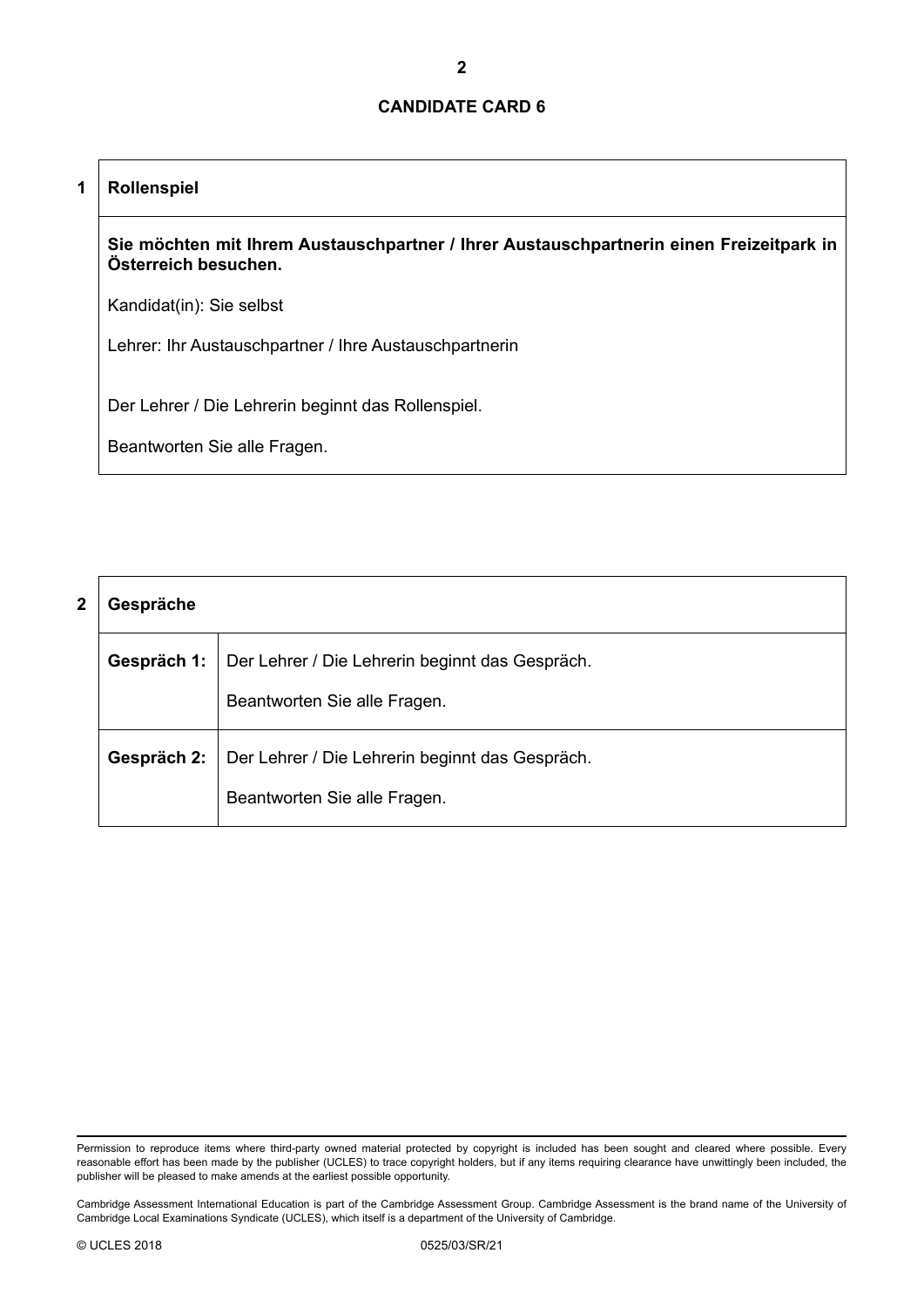## CANDIDATE CARD 6

| 1 | **Rollenspiel** |
|---|---|
| | **Sie möchten mit Ihrem Austauschpartner / Ihrer Austauschpartnerin einen Freizeitpark in Österreich besuchen.**<br><br>Kandidat(in): Sie selbst<br><br>Lehrer: Ihr Austauschpartner / Ihre Austauschpartnerin<br><br>Der Lehrer / Die Lehrerin beginnt das Rollenspiel.<br><br>Beantworten Sie alle Fragen. |

| 2 | **Gespräche** | |
|---|---|---|
| | **Gespräch 1:** | Der Lehrer / Die Lehrerin beginnt das Gespräch.<br><br>Beantworten Sie alle Fragen. |
| | **Gespräch 2:** | Der Lehrer / Die Lehrerin beginnt das Gespräch.<br><br>Beantworten Sie alle Fragen. |

Permission to reproduce items where third-party owned material protected by copyright is included has been sought and cleared where possible. Every reasonable effort has been made by the publisher (UCLES) to trace copyright holders, but if any items requiring clearance have unwittingly been included, the publisher will be pleased to make amends at the earliest possible opportunity.

Cambridge Assessment International Education is part of the Cambridge Assessment Group. Cambridge Assessment is the brand name of the University of Cambridge Local Examinations Syndicate (UCLES), which itself is a department of the University of Cambridge.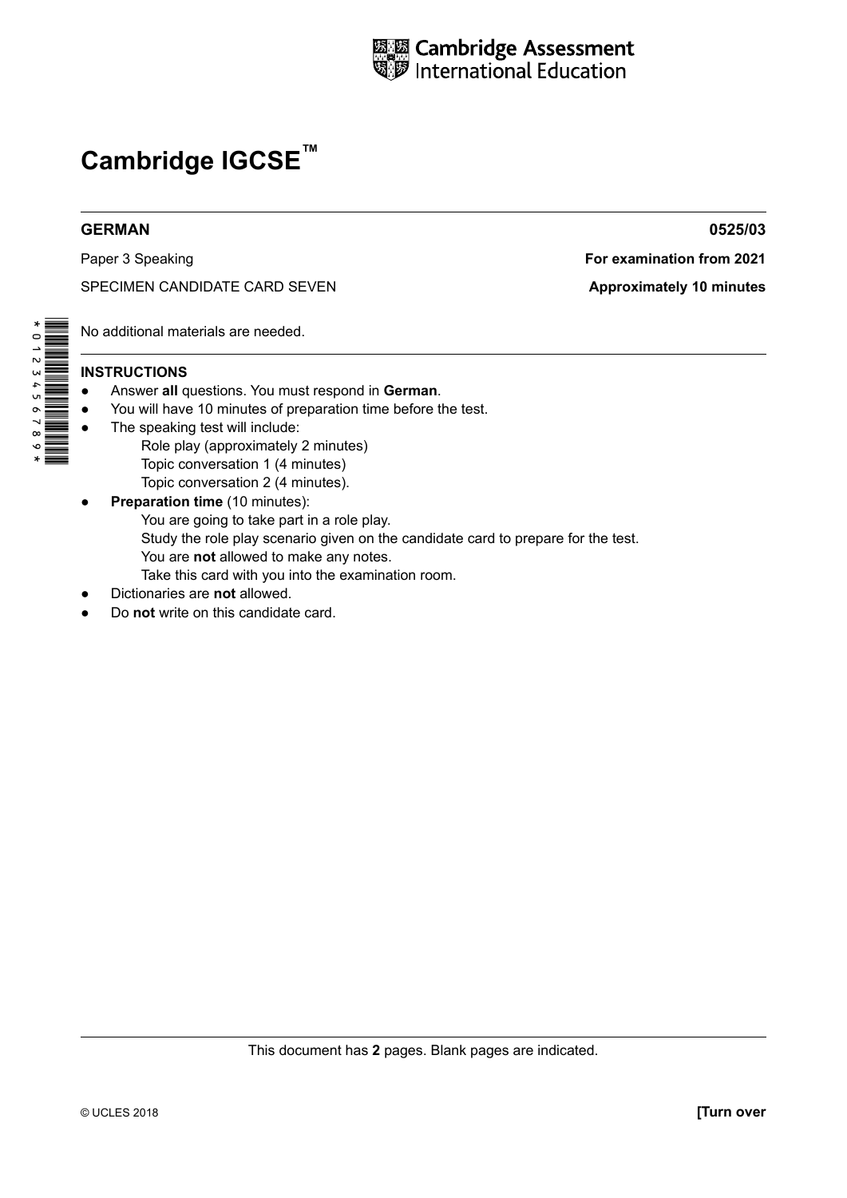Cambridge Assessment International Education

# Cambridge IGCSE™

**GERMAN** **0525/03**

Paper 3 Speaking **For examination from 2021**

SPECIMEN CANDIDATE CARD SEVEN **Approximately 10 minutes**

No additional materials are needed.

**INSTRUCTIONS**

- Answer **all** questions. You must respond in **German**.
- You will have 10 minutes of preparation time before the test.
- The speaking test will include:
  - Role play (approximately 2 minutes)
  - Topic conversation 1 (4 minutes)
  - Topic conversation 2 (4 minutes).
- **Preparation time** (10 minutes):
  - You are going to take part in a role play.
  - Study the role play scenario given on the candidate card to prepare for the test.
  - You are **not** allowed to make any notes.
  - Take this card with you into the examination room.
- Dictionaries are **not** allowed.
- Do **not** write on this candidate card.

This document has **2** pages. Blank pages are indicated.

© UCLES 2018 **[Turn over**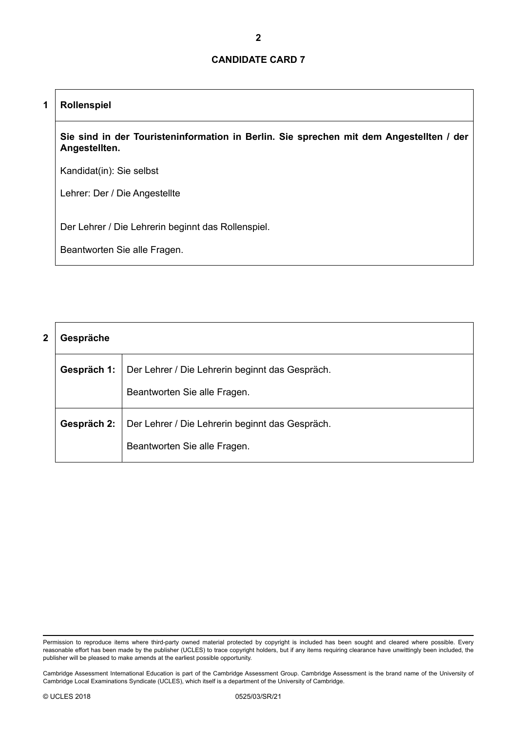## CANDIDATE CARD 7

## 1 Rollenspiel

**Sie sind in der Touristeninformation in Berlin. Sie sprechen mit dem Angestellten / der Angestellten.**

Kandidat(in): Sie selbst

Lehrer: Der / Die Angestellte

Der Lehrer / Die Lehrerin beginnt das Rollenspiel.

Beantworten Sie alle Fragen.

## 2 Gespräche

| | |
|---|---|
| **Gespräch 1:** | Der Lehrer / Die Lehrerin beginnt das Gespräch.<br>Beantworten Sie alle Fragen. |
| **Gespräch 2:** | Der Lehrer / Die Lehrerin beginnt das Gespräch.<br>Beantworten Sie alle Fragen. |

Permission to reproduce items where third-party owned material protected by copyright is included has been sought and cleared where possible. Every reasonable effort has been made by the publisher (UCLES) to trace copyright holders, but if any items requiring clearance have unwittingly been included, the publisher will be pleased to make amends at the earliest possible opportunity.

Cambridge Assessment International Education is part of the Cambridge Assessment Group. Cambridge Assessment is the brand name of the University of Cambridge Local Examinations Syndicate (UCLES), which itself is a department of the University of Cambridge.

© UCLES 2018 0525/03/SR/21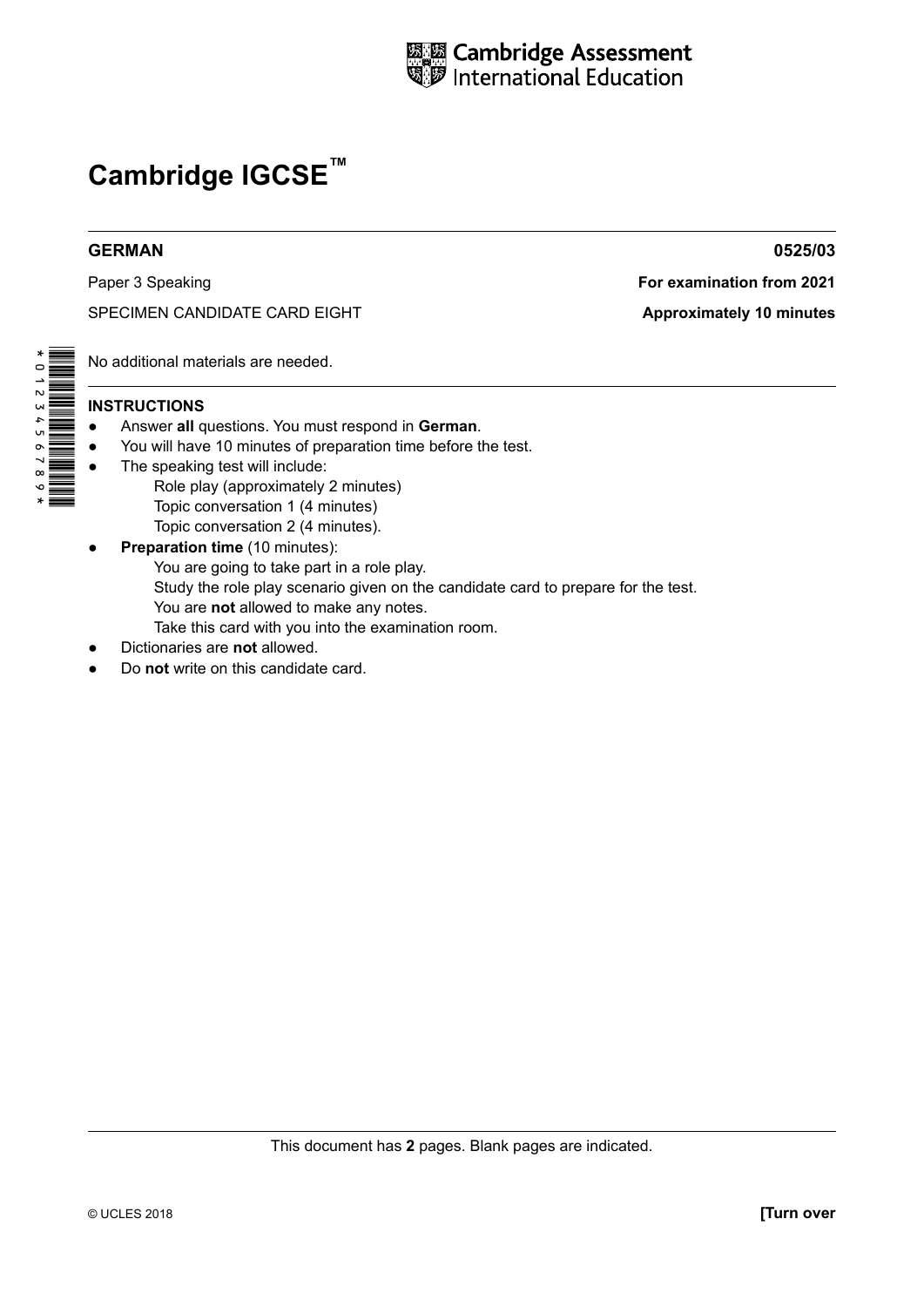Cambridge Assessment International Education

# Cambridge IGCSE™

**GERMAN** **0525/03**

Paper 3 Speaking **For examination from 2021**

SPECIMEN CANDIDATE CARD EIGHT **Approximately 10 minutes**

No additional materials are needed.

## INSTRUCTIONS

- Answer **all** questions. You must respond in **German**.
- You will have 10 minutes of preparation time before the test.
- The speaking test will include:
  - Role play (approximately 2 minutes)
  - Topic conversation 1 (4 minutes)
  - Topic conversation 2 (4 minutes).
- **Preparation time** (10 minutes):
  - You are going to take part in a role play.
  - Study the role play scenario given on the candidate card to prepare for the test.
  - You are **not** allowed to make any notes.
  - Take this card with you into the examination room.
- Dictionaries are **not** allowed.
- Do **not** write on this candidate card.

This document has **2** pages. Blank pages are indicated.

© UCLES 2018 **[Turn over**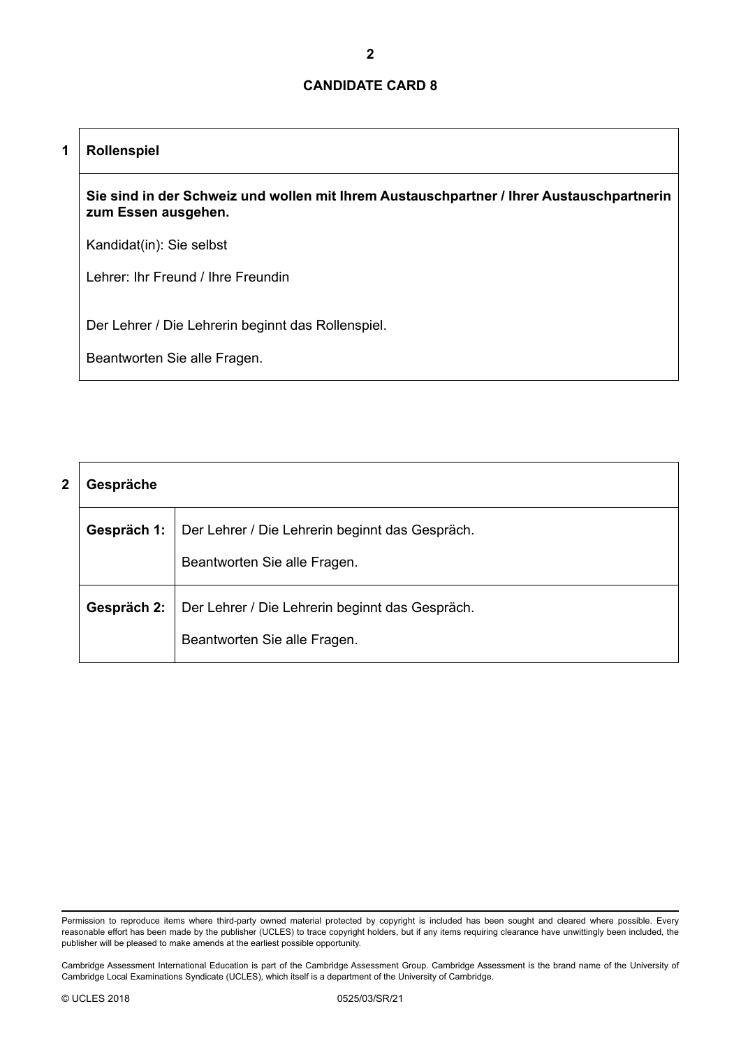## CANDIDATE CARD 8

| 1 | **Rollenspiel** |
|---|---|
| | **Sie sind in der Schweiz und wollen mit Ihrem Austauschpartner / Ihrer Austauschpartnerin zum Essen ausgehen.**<br><br>Kandidat(in): Sie selbst<br><br>Lehrer: Ihr Freund / Ihre Freundin<br><br>Der Lehrer / Die Lehrerin beginnt das Rollenspiel.<br><br>Beantworten Sie alle Fragen. |

| 2 | **Gespräche** | |
|---|---|---|
| | **Gespräch 1:** | Der Lehrer / Die Lehrerin beginnt das Gespräch.<br><br>Beantworten Sie alle Fragen. |
| | **Gespräch 2:** | Der Lehrer / Die Lehrerin beginnt das Gespräch.<br><br>Beantworten Sie alle Fragen. |

Permission to reproduce items where third-party owned material protected by copyright is included has been sought and cleared where possible. Every reasonable effort has been made by the publisher (UCLES) to trace copyright holders, but if any items requiring clearance have unwittingly been included, the publisher will be pleased to make amends at the earliest possible opportunity.

Cambridge Assessment International Education is part of the Cambridge Assessment Group. Cambridge Assessment is the brand name of the University of Cambridge Local Examinations Syndicate (UCLES), which itself is a department of the University of Cambridge.

© UCLES 2018 0525/03/SR/21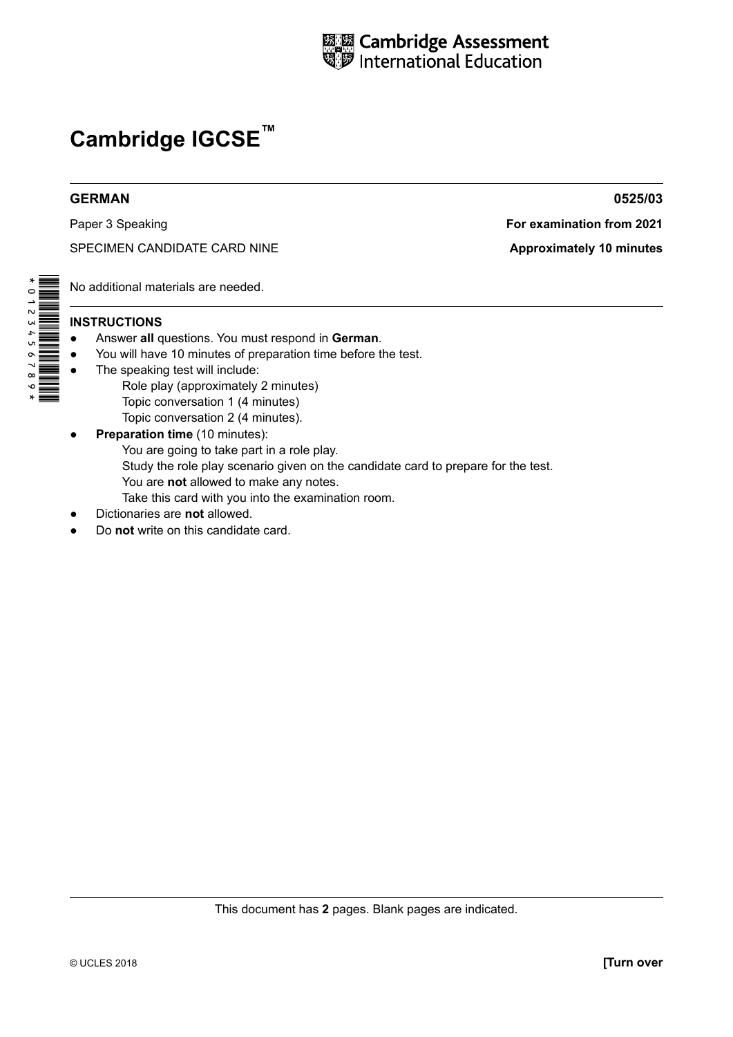Cambridge Assessment International Education

# Cambridge IGCSE™

**GERMAN** **0525/03**

Paper 3 Speaking **For examination from 2021**

SPECIMEN CANDIDATE CARD NINE **Approximately 10 minutes**

No additional materials are needed.

**INSTRUCTIONS**

- Answer **all** questions. You must respond in **German**.
- You will have 10 minutes of preparation time before the test.
- The speaking test will include:
  - Role play (approximately 2 minutes)
  - Topic conversation 1 (4 minutes)
  - Topic conversation 2 (4 minutes).
- **Preparation time** (10 minutes):
  - You are going to take part in a role play.
  - Study the role play scenario given on the candidate card to prepare for the test.
  - You are **not** allowed to make any notes.
  - Take this card with you into the examination room.
- Dictionaries are **not** allowed.
- Do **not** write on this candidate card.

This document has **2** pages. Blank pages are indicated.

© UCLES 2018 **[Turn over**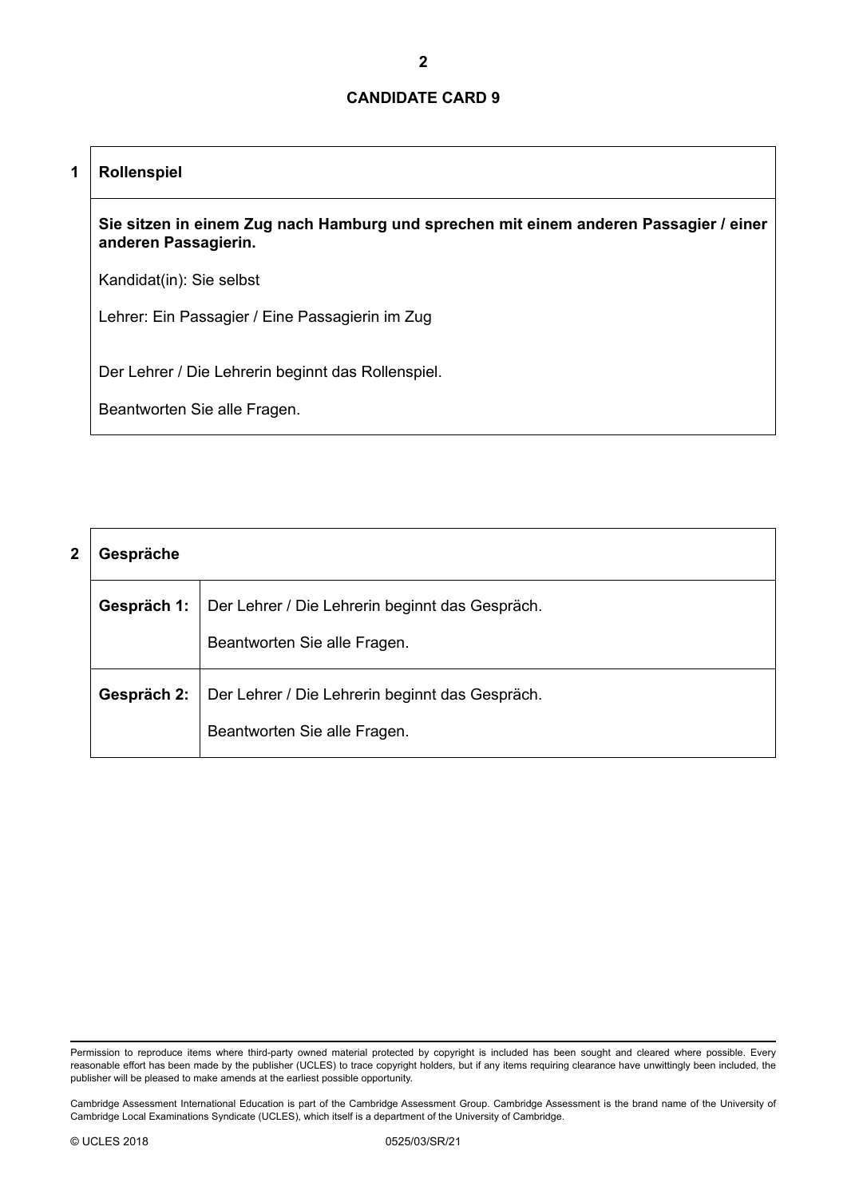## CANDIDATE CARD 9

| | |
|---|---|
| **1** | **Rollenspiel** |
| | **Sie sitzen in einem Zug nach Hamburg und sprechen mit einem anderen Passagier / einer anderen Passagierin.**<br><br>Kandidat(in): Sie selbst<br><br>Lehrer: Ein Passagier / Eine Passagierin im Zug<br><br>Der Lehrer / Die Lehrerin beginnt das Rollenspiel.<br><br>Beantworten Sie alle Fragen. |

| | | |
|---|---|---|
| **2** | **Gespräche** | |
| | **Gespräch 1:** | Der Lehrer / Die Lehrerin beginnt das Gespräch.<br><br>Beantworten Sie alle Fragen. |
| | **Gespräch 2:** | Der Lehrer / Die Lehrerin beginnt das Gespräch.<br><br>Beantworten Sie alle Fragen. |

Permission to reproduce items where third-party owned material protected by copyright is included has been sought and cleared where possible. Every reasonable effort has been made by the publisher (UCLES) to trace copyright holders, but if any items requiring clearance have unwittingly been included, the publisher will be pleased to make amends at the earliest possible opportunity.

Cambridge Assessment International Education is part of the Cambridge Assessment Group. Cambridge Assessment is the brand name of the University of Cambridge Local Examinations Syndicate (UCLES), which itself is a department of the University of Cambridge.

© UCLES 2018 0525/03/SR/21